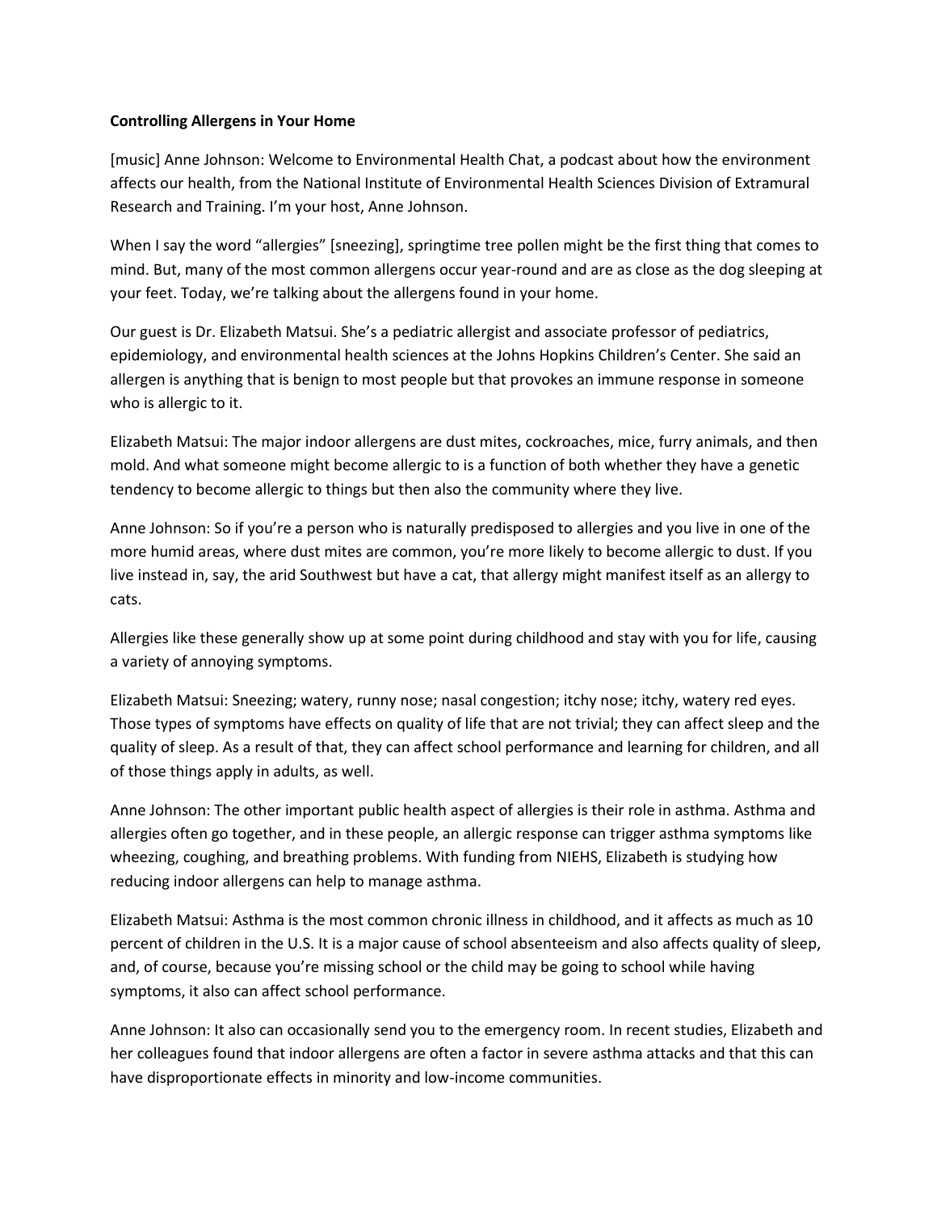**Controlling Allergens in Your Home**

[music] Anne Johnson: Welcome to Environmental Health Chat, a podcast about how the environment affects our health, from the National Institute of Environmental Health Sciences Division of Extramural Research and Training. I'm your host, Anne Johnson.

When I say the word "allergies" [sneezing], springtime tree pollen might be the first thing that comes to mind. But, many of the most common allergens occur year-round and are as close as the dog sleeping at your feet. Today, we're talking about the allergens found in your home.

Our guest is Dr. Elizabeth Matsui. She's a pediatric allergist and associate professor of pediatrics, epidemiology, and environmental health sciences at the Johns Hopkins Children's Center. She said an allergen is anything that is benign to most people but that provokes an immune response in someone who is allergic to it.

Elizabeth Matsui: The major indoor allergens are dust mites, cockroaches, mice, furry animals, and then mold. And what someone might become allergic to is a function of both whether they have a genetic tendency to become allergic to things but then also the community where they live.

Anne Johnson: So if you're a person who is naturally predisposed to allergies and you live in one of the more humid areas, where dust mites are common, you're more likely to become allergic to dust. If you live instead in, say, the arid Southwest but have a cat, that allergy might manifest itself as an allergy to cats.

Allergies like these generally show up at some point during childhood and stay with you for life, causing a variety of annoying symptoms.

Elizabeth Matsui: Sneezing; watery, runny nose; nasal congestion; itchy nose; itchy, watery red eyes. Those types of symptoms have effects on quality of life that are not trivial; they can affect sleep and the quality of sleep. As a result of that, they can affect school performance and learning for children, and all of those things apply in adults, as well.

Anne Johnson: The other important public health aspect of allergies is their role in asthma. Asthma and allergies often go together, and in these people, an allergic response can trigger asthma symptoms like wheezing, coughing, and breathing problems. With funding from NIEHS, Elizabeth is studying how reducing indoor allergens can help to manage asthma.

Elizabeth Matsui: Asthma is the most common chronic illness in childhood, and it affects as much as 10 percent of children in the U.S. It is a major cause of school absenteeism and also affects quality of sleep, and, of course, because you're missing school or the child may be going to school while having symptoms, it also can affect school performance.

Anne Johnson: It also can occasionally send you to the emergency room. In recent studies, Elizabeth and her colleagues found that indoor allergens are often a factor in severe asthma attacks and that this can have disproportionate effects in minority and low-income communities.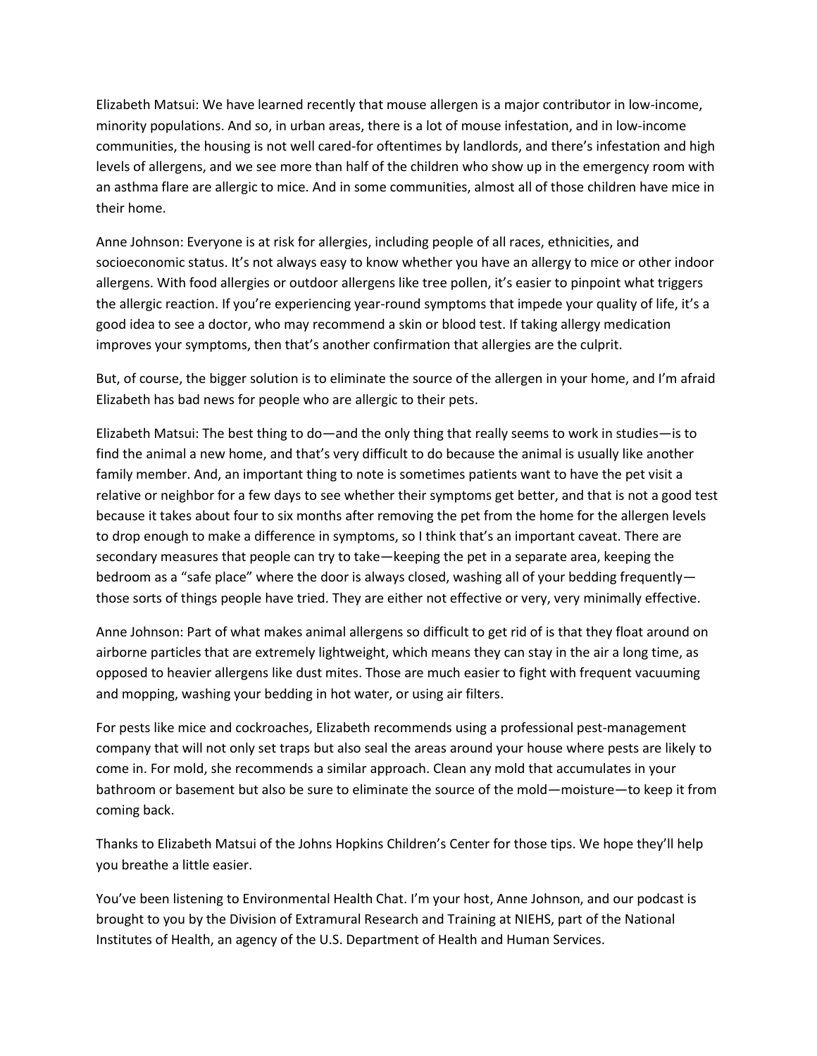Elizabeth Matsui: We have learned recently that mouse allergen is a major contributor in low-income, minority populations. And so, in urban areas, there is a lot of mouse infestation, and in low-income communities, the housing is not well cared-for oftentimes by landlords, and there's infestation and high levels of allergens, and we see more than half of the children who show up in the emergency room with an asthma flare are allergic to mice. And in some communities, almost all of those children have mice in their home.

Anne Johnson: Everyone is at risk for allergies, including people of all races, ethnicities, and socioeconomic status. It's not always easy to know whether you have an allergy to mice or other indoor allergens. With food allergies or outdoor allergens like tree pollen, it's easier to pinpoint what triggers the allergic reaction. If you're experiencing year-round symptoms that impede your quality of life, it's a good idea to see a doctor, who may recommend a skin or blood test. If taking allergy medication improves your symptoms, then that's another confirmation that allergies are the culprit.

But, of course, the bigger solution is to eliminate the source of the allergen in your home, and I'm afraid Elizabeth has bad news for people who are allergic to their pets.

Elizabeth Matsui: The best thing to do—and the only thing that really seems to work in studies—is to find the animal a new home, and that's very difficult to do because the animal is usually like another family member. And, an important thing to note is sometimes patients want to have the pet visit a relative or neighbor for a few days to see whether their symptoms get better, and that is not a good test because it takes about four to six months after removing the pet from the home for the allergen levels to drop enough to make a difference in symptoms, so I think that's an important caveat. There are secondary measures that people can try to take—keeping the pet in a separate area, keeping the bedroom as a "safe place" where the door is always closed, washing all of your bedding frequently—those sorts of things people have tried. They are either not effective or very, very minimally effective.

Anne Johnson: Part of what makes animal allergens so difficult to get rid of is that they float around on airborne particles that are extremely lightweight, which means they can stay in the air a long time, as opposed to heavier allergens like dust mites. Those are much easier to fight with frequent vacuuming and mopping, washing your bedding in hot water, or using air filters.

For pests like mice and cockroaches, Elizabeth recommends using a professional pest-management company that will not only set traps but also seal the areas around your house where pests are likely to come in. For mold, she recommends a similar approach. Clean any mold that accumulates in your bathroom or basement but also be sure to eliminate the source of the mold—moisture—to keep it from coming back.

Thanks to Elizabeth Matsui of the Johns Hopkins Children's Center for those tips. We hope they'll help you breathe a little easier.

You've been listening to Environmental Health Chat. I'm your host, Anne Johnson, and our podcast is brought to you by the Division of Extramural Research and Training at NIEHS, part of the National Institutes of Health, an agency of the U.S. Department of Health and Human Services.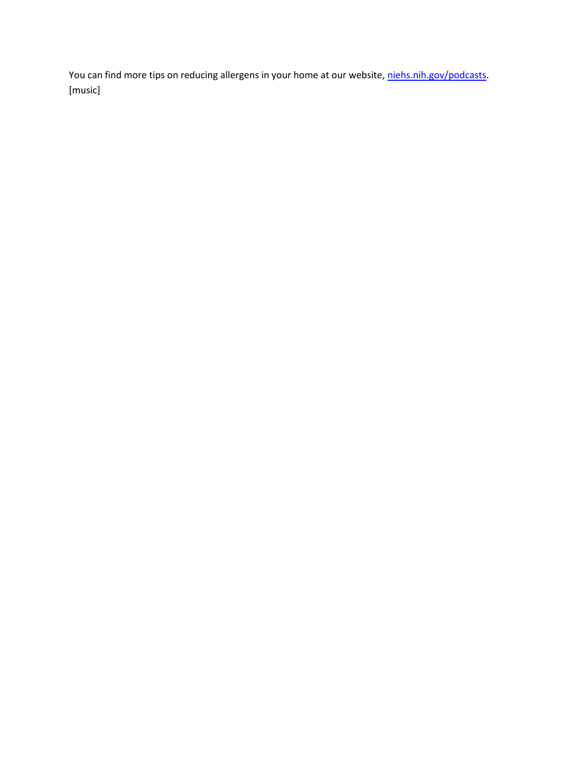You can find more tips on reducing allergens in your home at our website, [niehs.nih.gov/podcasts](https://niehs.nih.gov/podcasts).
[music]